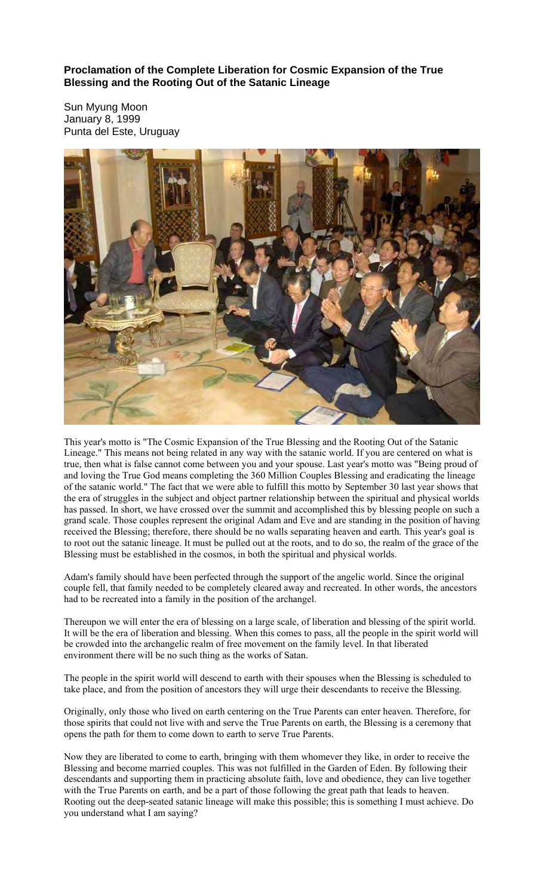**Proclamation of the Complete Liberation for Cosmic Expansion of the True Blessing and the Rooting Out of the Satanic Lineage**

Sun Myung Moon
January 8, 1999
Punta del Este, Uruguay

This year's motto is "The Cosmic Expansion of the True Blessing and the Rooting Out of the Satanic Lineage." This means not being related in any way with the satanic world. If you are centered on what is true, then what is false cannot come between you and your spouse. Last year's motto was "Being proud of and loving the True God means completing the 360 Million Couples Blessing and eradicating the lineage of the satanic world." The fact that we were able to fulfill this motto by September 30 last year shows that the era of struggles in the subject and object partner relationship between the spiritual and physical worlds has passed. In short, we have crossed over the summit and accomplished this by blessing people on such a grand scale. Those couples represent the original Adam and Eve and are standing in the position of having received the Blessing; therefore, there should be no walls separating heaven and earth. This year's goal is to root out the satanic lineage. It must be pulled out at the roots, and to do so, the realm of the grace of the Blessing must be established in the cosmos, in both the spiritual and physical worlds.

Adam's family should have been perfected through the support of the angelic world. Since the original couple fell, that family needed to be completely cleared away and recreated. In other words, the ancestors had to be recreated into a family in the position of the archangel.

Thereupon we will enter the era of blessing on a large scale, of liberation and blessing of the spirit world. It will be the era of liberation and blessing. When this comes to pass, all the people in the spirit world will be crowded into the archangelic realm of free movement on the family level. In that liberated environment there will be no such thing as the works of Satan.

The people in the spirit world will descend to earth with their spouses when the Blessing is scheduled to take place, and from the position of ancestors they will urge their descendants to receive the Blessing.

Originally, only those who lived on earth centering on the True Parents can enter heaven. Therefore, for those spirits that could not live with and serve the True Parents on earth, the Blessing is a ceremony that opens the path for them to come down to earth to serve True Parents.

Now they are liberated to come to earth, bringing with them whomever they like, in order to receive the Blessing and become married couples. This was not fulfilled in the Garden of Eden. By following their descendants and supporting them in practicing absolute faith, love and obedience, they can live together with the True Parents on earth, and be a part of those following the great path that leads to heaven. Rooting out the deep-seated satanic lineage will make this possible; this is something I must achieve. Do you understand what I am saying?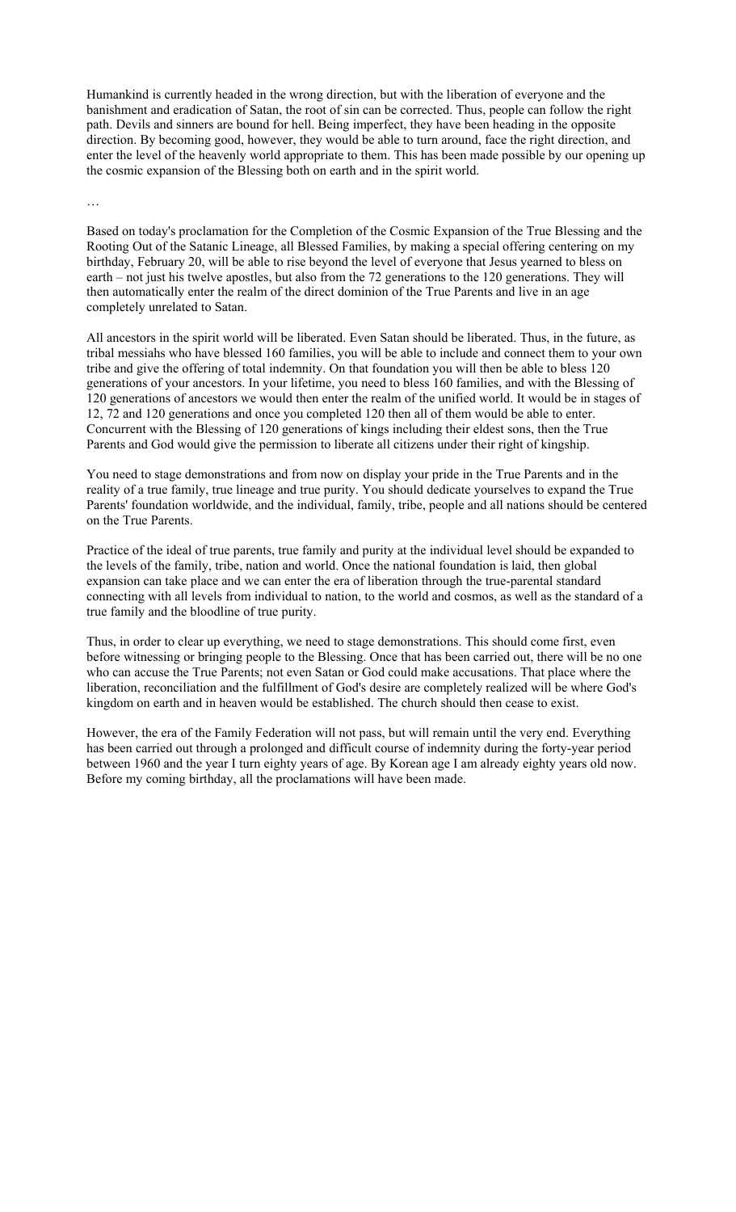Humankind is currently headed in the wrong direction, but with the liberation of everyone and the banishment and eradication of Satan, the root of sin can be corrected. Thus, people can follow the right path. Devils and sinners are bound for hell. Being imperfect, they have been heading in the opposite direction. By becoming good, however, they would be able to turn around, face the right direction, and enter the level of the heavenly world appropriate to them. This has been made possible by our opening up the cosmic expansion of the Blessing both on earth and in the spirit world.

…

Based on today's proclamation for the Completion of the Cosmic Expansion of the True Blessing and the Rooting Out of the Satanic Lineage, all Blessed Families, by making a special offering centering on my birthday, February 20, will be able to rise beyond the level of everyone that Jesus yearned to bless on earth – not just his twelve apostles, but also from the 72 generations to the 120 generations. They will then automatically enter the realm of the direct dominion of the True Parents and live in an age completely unrelated to Satan.

All ancestors in the spirit world will be liberated. Even Satan should be liberated. Thus, in the future, as tribal messiahs who have blessed 160 families, you will be able to include and connect them to your own tribe and give the offering of total indemnity. On that foundation you will then be able to bless 120 generations of your ancestors. In your lifetime, you need to bless 160 families, and with the Blessing of 120 generations of ancestors we would then enter the realm of the unified world. It would be in stages of 12, 72 and 120 generations and once you completed 120 then all of them would be able to enter. Concurrent with the Blessing of 120 generations of kings including their eldest sons, then the True Parents and God would give the permission to liberate all citizens under their right of kingship.

You need to stage demonstrations and from now on display your pride in the True Parents and in the reality of a true family, true lineage and true purity. You should dedicate yourselves to expand the True Parents' foundation worldwide, and the individual, family, tribe, people and all nations should be centered on the True Parents.

Practice of the ideal of true parents, true family and purity at the individual level should be expanded to the levels of the family, tribe, nation and world. Once the national foundation is laid, then global expansion can take place and we can enter the era of liberation through the true-parental standard connecting with all levels from individual to nation, to the world and cosmos, as well as the standard of a true family and the bloodline of true purity.

Thus, in order to clear up everything, we need to stage demonstrations. This should come first, even before witnessing or bringing people to the Blessing. Once that has been carried out, there will be no one who can accuse the True Parents; not even Satan or God could make accusations. That place where the liberation, reconciliation and the fulfillment of God's desire are completely realized will be where God's kingdom on earth and in heaven would be established. The church should then cease to exist.

However, the era of the Family Federation will not pass, but will remain until the very end. Everything has been carried out through a prolonged and difficult course of indemnity during the forty-year period between 1960 and the year I turn eighty years of age. By Korean age I am already eighty years old now. Before my coming birthday, all the proclamations will have been made.